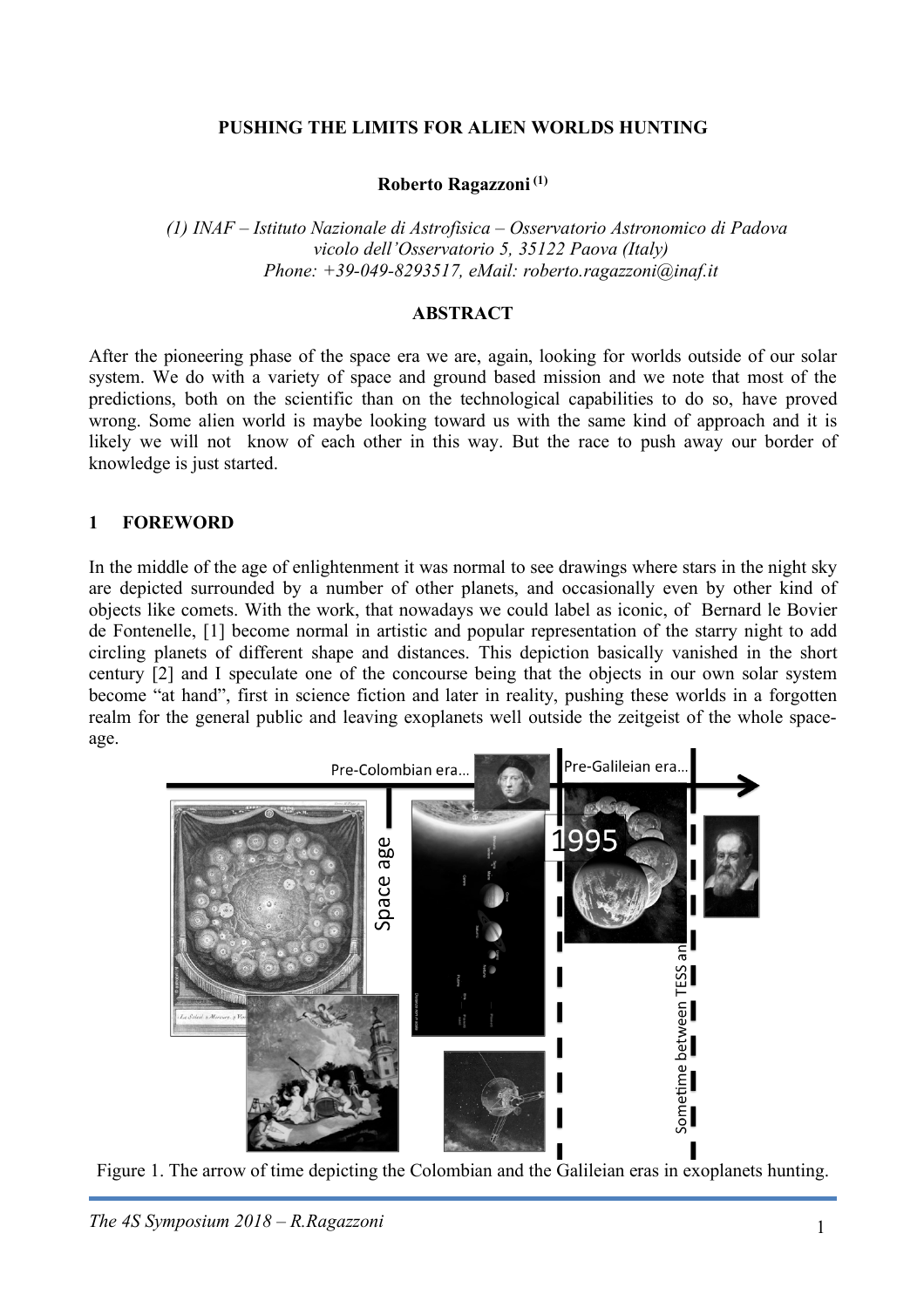**PUSHING THE LIMITS FOR ALIEN WORLDS HUNTING**

**Roberto Ragazzoni** [(1)]

*(1) INAF – Istituto Nazionale di Astrofisica – Osservatorio Astronomico di Padova vicolo dell'Osservatorio 5, 35122 Paova (Italy) Phone: +39-049-8293517, eMail: roberto.ragazzoni@inaf.it*

**ABSTRACT**

After the pioneering phase of the space era we are, again, looking for worlds outside of our solar system. We do with a variety of space and ground based mission and we note that most of the predictions, both on the scientific than on the technological capabilities to do so, have proved wrong. Some alien world is maybe looking toward us with the same kind of approach and it is likely we will not know of each other in this way. But the race to push away our border of knowledge is just started.

## 1 FOREWORD

In the middle of the age of enlightenment it was normal to see drawings where stars in the night sky are depicted surrounded by a number of other planets, and occasionally even by other kind of objects like comets. With the work, that nowadays we could label as iconic, of Bernard le Bovier de Fontenelle, [1] become normal in artistic and popular representation of the starry night to add circling planets of different shape and distances. This depiction basically vanished in the short century [2] and I speculate one of the concourse being that the objects in our own solar system become "at hand", first in science fiction and later in reality, pushing these worlds in a forgotten realm for the general public and leaving exoplanets well outside the zeitgeist of the whole space-age.

Figure 1. The arrow of time depicting the Colombian and the Galileian eras in exoplanets hunting.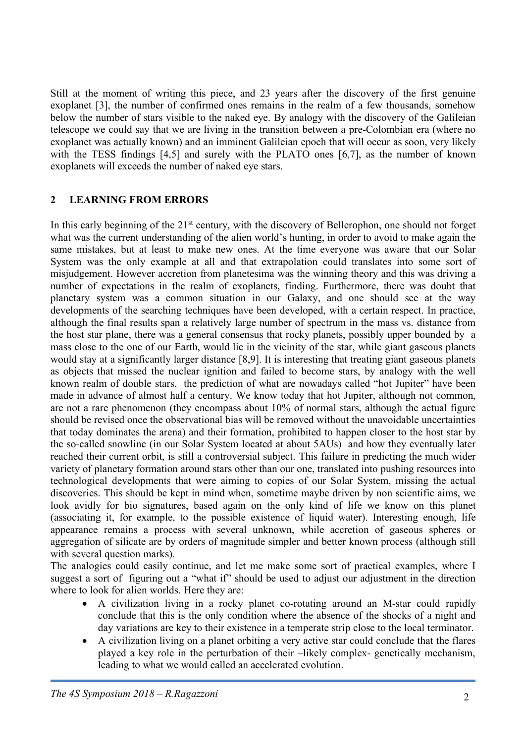Still at the moment of writing this piece, and 23 years after the discovery of the first genuine exoplanet [3], the number of confirmed ones remains in the realm of a few thousands, somehow below the number of stars visible to the naked eye. By analogy with the discovery of the Galileian telescope we could say that we are living in the transition between a pre-Colombian era (where no exoplanet was actually known) and an imminent Galileian epoch that will occur as soon, very likely with the TESS findings [4,5] and surely with the PLATO ones [6,7], as the number of known exoplanets will exceeds the number of naked eye stars.

## 2 LEARNING FROM ERRORS

In this early beginning of the 21st century, with the discovery of Bellerophon, one should not forget what was the current understanding of the alien world's hunting, in order to avoid to make again the same mistakes, but at least to make new ones. At the time everyone was aware that our Solar System was the only example at all and that extrapolation could translates into some sort of misjudgement. However accretion from planetesima was the winning theory and this was driving a number of expectations in the realm of exoplanets, finding. Furthermore, there was doubt that planetary system was a common situation in our Galaxy, and one should see at the way developments of the searching techniques have been developed, with a certain respect. In practice, although the final results span a relatively large number of spectrum in the mass vs. distance from the host star plane, there was a general consensus that rocky planets, possibly upper bounded by a mass close to the one of our Earth, would lie in the vicinity of the star, while giant gaseous planets would stay at a significantly larger distance [8,9]. It is interesting that treating giant gaseous planets as objects that missed the nuclear ignition and failed to become stars, by analogy with the well known realm of double stars, the prediction of what are nowadays called "hot Jupiter" have been made in advance of almost half a century. We know today that hot Jupiter, although not common, are not a rare phenomenon (they encompass about 10% of normal stars, although the actual figure should be revised once the observational bias will be removed without the unavoidable uncertainties that today dominates the arena) and their formation, prohibited to happen closer to the host star by the so-called snowline (in our Solar System located at about 5AUs) and how they eventually later reached their current orbit, is still a controversial subject. This failure in predicting the much wider variety of planetary formation around stars other than our one, translated into pushing resources into technological developments that were aiming to copies of our Solar System, missing the actual discoveries. This should be kept in mind when, sometime maybe driven by non scientific aims, we look avidly for bio signatures, based again on the only kind of life we know on this planet (associating it, for example, to the possible existence of liquid water). Interesting enough, life appearance remains a process with several unknown, while accretion of gaseous spheres or aggregation of silicate are by orders of magnitude simpler and better known process (although still with several question marks).

The analogies could easily continue, and let me make some sort of practical examples, where I suggest a sort of figuring out a "what if" should be used to adjust our adjustment in the direction where to look for alien worlds. Here they are:

- A civilization living in a rocky planet co-rotating around an M-star could rapidly conclude that this is the only condition where the absence of the shocks of a night and day variations are key to their existence in a temperate strip close to the local terminator.
- A civilization living on a planet orbiting a very active star could conclude that the flares played a key role in the perturbation of their –likely complex- genetically mechanism, leading to what we would called an accelerated evolution.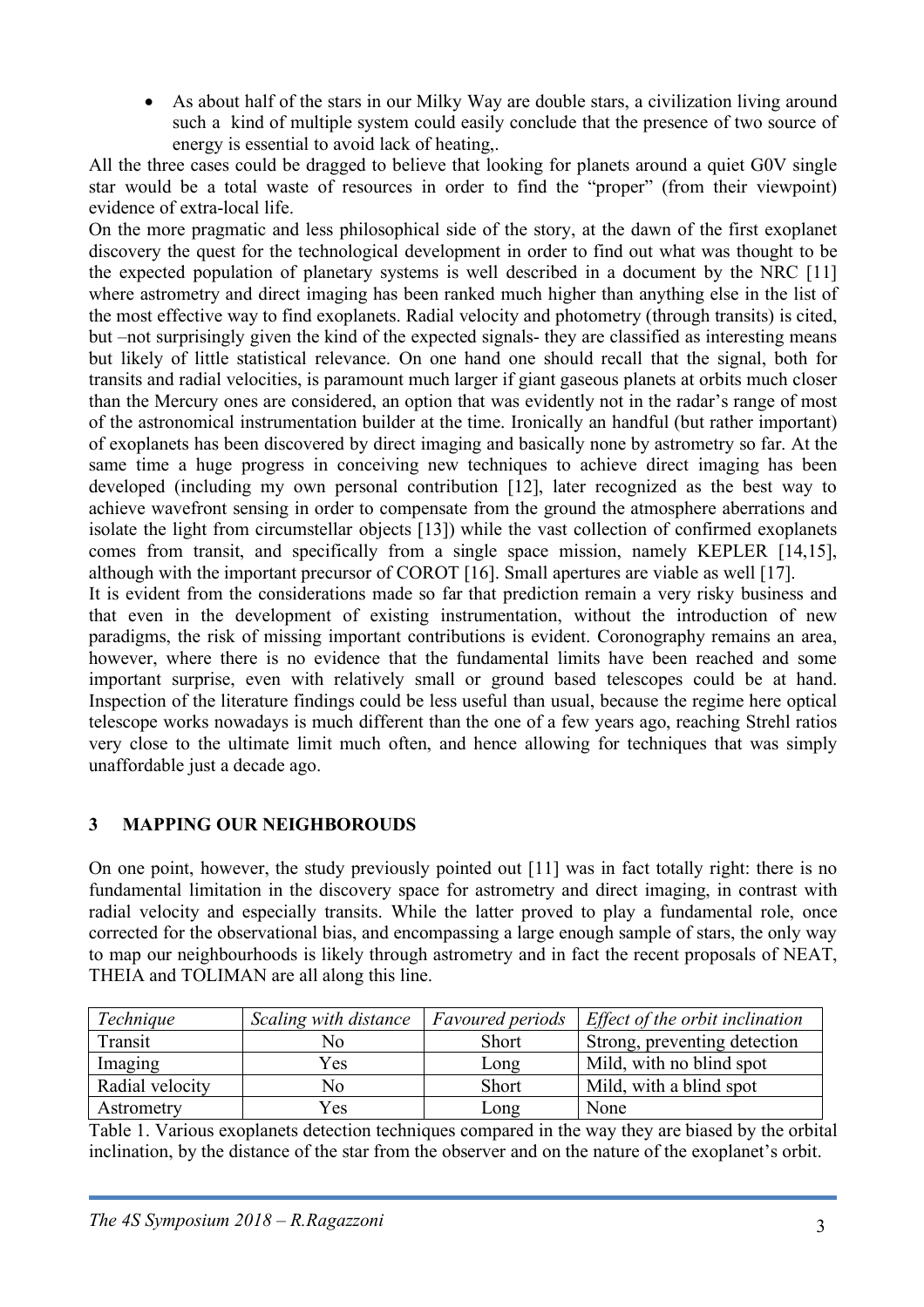- As about half of the stars in our Milky Way are double stars, a civilization living around such a kind of multiple system could easily conclude that the presence of two source of energy is essential to avoid lack of heating,.

All the three cases could be dragged to believe that looking for planets around a quiet G0V single star would be a total waste of resources in order to find the "proper" (from their viewpoint) evidence of extra-local life.

On the more pragmatic and less philosophical side of the story, at the dawn of the first exoplanet discovery the quest for the technological development in order to find out what was thought to be the expected population of planetary systems is well described in a document by the NRC [11] where astrometry and direct imaging has been ranked much higher than anything else in the list of the most effective way to find exoplanets. Radial velocity and photometry (through transits) is cited, but –not surprisingly given the kind of the expected signals- they are classified as interesting means but likely of little statistical relevance. On one hand one should recall that the signal, both for transits and radial velocities, is paramount much larger if giant gaseous planets at orbits much closer than the Mercury ones are considered, an option that was evidently not in the radar's range of most of the astronomical instrumentation builder at the time. Ironically an handful (but rather important) of exoplanets has been discovered by direct imaging and basically none by astrometry so far. At the same time a huge progress in conceiving new techniques to achieve direct imaging has been developed (including my own personal contribution [12], later recognized as the best way to achieve wavefront sensing in order to compensate from the ground the atmosphere aberrations and isolate the light from circumstellar objects [13]) while the vast collection of confirmed exoplanets comes from transit, and specifically from a single space mission, namely KEPLER [14,15], although with the important precursor of COROT [16]. Small apertures are viable as well [17].

It is evident from the considerations made so far that prediction remain a very risky business and that even in the development of existing instrumentation, without the introduction of new paradigms, the risk of missing important contributions is evident. Coronography remains an area, however, where there is no evidence that the fundamental limits have been reached and some important surprise, even with relatively small or ground based telescopes could be at hand. Inspection of the literature findings could be less useful than usual, because the regime here optical telescope works nowadays is much different than the one of a few years ago, reaching Strehl ratios very close to the ultimate limit much often, and hence allowing for techniques that was simply unaffordable just a decade ago.

## 3 MAPPING OUR NEIGHBOROUDS

On one point, however, the study previously pointed out [11] was in fact totally right: there is no fundamental limitation in the discovery space for astrometry and direct imaging, in contrast with radial velocity and especially transits. While the latter proved to play a fundamental role, once corrected for the observational bias, and encompassing a large enough sample of stars, the only way to map our neighbourhoods is likely through astrometry and in fact the recent proposals of NEAT, THEIA and TOLIMAN are all along this line.

| *Technique* | *Scaling with distance* | *Favoured periods* | *Effect of the orbit inclination* |
|---|---|---|---|
| Transit | No | Short | Strong, preventing detection |
| Imaging | Yes | Long | Mild, with no blind spot |
| Radial velocity | No | Short | Mild, with a blind spot |
| Astrometry | Yes | Long | None |

Table 1. Various exoplanets detection techniques compared in the way they are biased by the orbital inclination, by the distance of the star from the observer and on the nature of the exoplanet's orbit.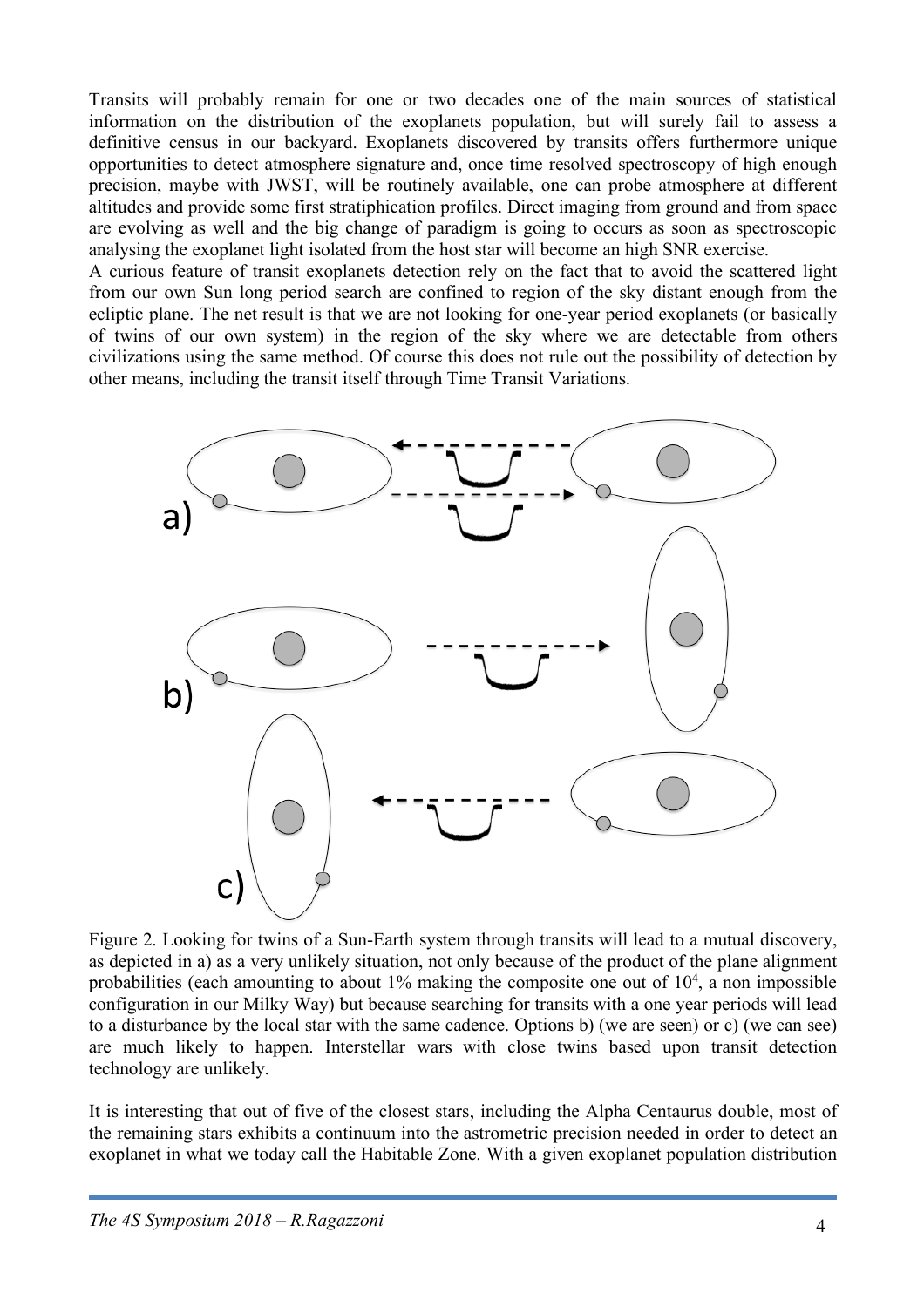Transits will probably remain for one or two decades one of the main sources of statistical information on the distribution of the exoplanets population, but will surely fail to assess a definitive census in our backyard. Exoplanets discovered by transits offers furthermore unique opportunities to detect atmosphere signature and, once time resolved spectroscopy of high enough precision, maybe with JWST, will be routinely available, one can probe atmosphere at different altitudes and provide some first stratiphication profiles. Direct imaging from ground and from space are evolving as well and the big change of paradigm is going to occurs as soon as spectroscopic analysing the exoplanet light isolated from the host star will become an high SNR exercise.

A curious feature of transit exoplanets detection rely on the fact that to avoid the scattered light from our own Sun long period search are confined to region of the sky distant enough from the ecliptic plane. The net result is that we are not looking for one-year period exoplanets (or basically of twins of our own system) in the region of the sky where we are detectable from others civilizations using the same method. Of course this does not rule out the possibility of detection by other means, including the transit itself through Time Transit Variations.

Figure 2. Looking for twins of a Sun-Earth system through transits will lead to a mutual discovery, as depicted in a) as a very unlikely situation, not only because of the product of the plane alignment probabilities (each amounting to about 1% making the composite one out of $10^4$, a non impossible configuration in our Milky Way) but because searching for transits with a one year periods will lead to a disturbance by the local star with the same cadence. Options b) (we are seen) or c) (we can see) are much likely to happen. Interstellar wars with close twins based upon transit detection technology are unlikely.

It is interesting that out of five of the closest stars, including the Alpha Centaurus double, most of the remaining stars exhibits a continuum into the astrometric precision needed in order to detect an exoplanet in what we today call the Habitable Zone. With a given exoplanet population distribution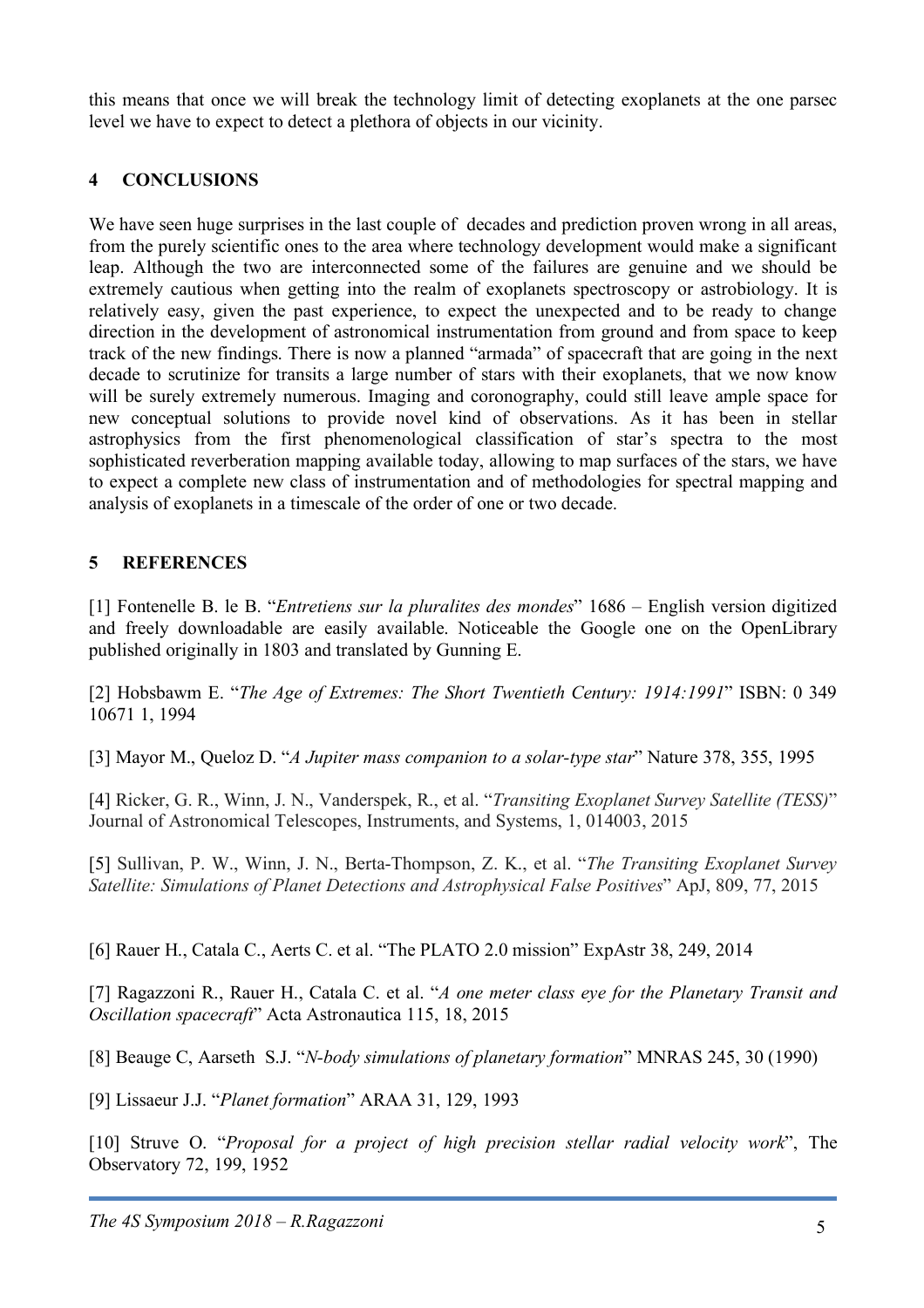this means that once we will break the technology limit of detecting exoplanets at the one parsec level we have to expect to detect a plethora of objects in our vicinity.

## 4 CONCLUSIONS

We have seen huge surprises in the last couple of decades and prediction proven wrong in all areas, from the purely scientific ones to the area where technology development would make a significant leap. Although the two are interconnected some of the failures are genuine and we should be extremely cautious when getting into the realm of exoplanets spectroscopy or astrobiology. It is relatively easy, given the past experience, to expect the unexpected and to be ready to change direction in the development of astronomical instrumentation from ground and from space to keep track of the new findings. There is now a planned "armada" of spacecraft that are going in the next decade to scrutinize for transits a large number of stars with their exoplanets, that we now know will be surely extremely numerous. Imaging and coronography, could still leave ample space for new conceptual solutions to provide novel kind of observations. As it has been in stellar astrophysics from the first phenomenological classification of star's spectra to the most sophisticated reverberation mapping available today, allowing to map surfaces of the stars, we have to expect a complete new class of instrumentation and of methodologies for spectral mapping and analysis of exoplanets in a timescale of the order of one or two decade.

## 5 REFERENCES

[1] Fontenelle B. le B. "*Entretiens sur la pluralites des mondes*" 1686 – English version digitized and freely downloadable are easily available. Noticeable the Google one on the OpenLibrary published originally in 1803 and translated by Gunning E.

[2] Hobsbawm E. "*The Age of Extremes: The Short Twentieth Century: 1914:1991*" ISBN: 0 349 10671 1, 1994

[3] Mayor M., Queloz D. "*A Jupiter mass companion to a solar-type star*" Nature 378, 355, 1995

[4] Ricker, G. R., Winn, J. N., Vanderspek, R., et al. "*Transiting Exoplanet Survey Satellite (TESS)*" Journal of Astronomical Telescopes, Instruments, and Systems, 1, 014003, 2015

[5] Sullivan, P. W., Winn, J. N., Berta-Thompson, Z. K., et al. "*The Transiting Exoplanet Survey Satellite: Simulations of Planet Detections and Astrophysical False Positives*" ApJ, 809, 77, 2015

[6] Rauer H., Catala C., Aerts C. et al. "The PLATO 2.0 mission" ExpAstr 38, 249, 2014

[7] Ragazzoni R., Rauer H., Catala C. et al. "*A one meter class eye for the Planetary Transit and Oscillation spacecraft*" Acta Astronautica 115, 18, 2015

[8] Beauge C, Aarseth S.J. "*N-body simulations of planetary formation*" MNRAS 245, 30 (1990)

[9] Lissaeur J.J. "*Planet formation*" ARAA 31, 129, 1993

[10] Struve O. "*Proposal for a project of high precision stellar radial velocity work*", The Observatory 72, 199, 1952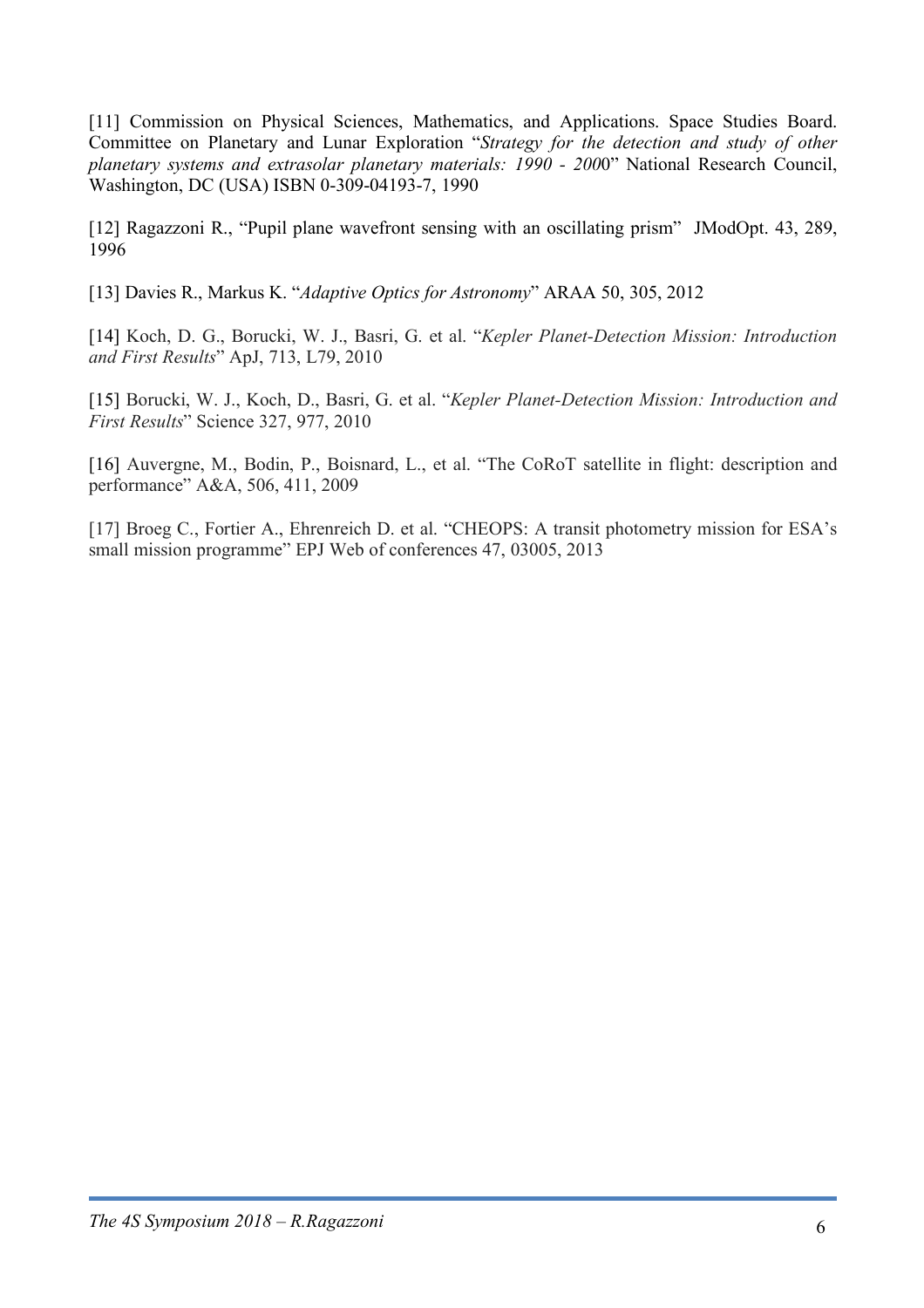[11] Commission on Physical Sciences, Mathematics, and Applications. Space Studies Board. Committee on Planetary and Lunar Exploration "*Strategy for the detection and study of other planetary systems and extrasolar planetary materials: 1990 - 200*0" National Research Council, Washington, DC (USA) ISBN 0-309-04193-7, 1990

[12] Ragazzoni R., "Pupil plane wavefront sensing with an oscillating prism" JModOpt. 43, 289, 1996

[13] Davies R., Markus K. "*Adaptive Optics for Astronomy*" ARAA 50, 305, 2012

[14] Koch, D. G., Borucki, W. J., Basri, G. et al. "*Kepler Planet-Detection Mission: Introduction and First Results*" ApJ, 713, L79, 2010

[15] Borucki, W. J., Koch, D., Basri, G. et al. "*Kepler Planet-Detection Mission: Introduction and First Results*" Science 327, 977, 2010

[16] Auvergne, M., Bodin, P., Boisnard, L., et al. "The CoRoT satellite in flight: description and performance" A&A, 506, 411, 2009

[17] Broeg C., Fortier A., Ehrenreich D. et al. "CHEOPS: A transit photometry mission for ESA's small mission programme" EPJ Web of conferences 47, 03005, 2013